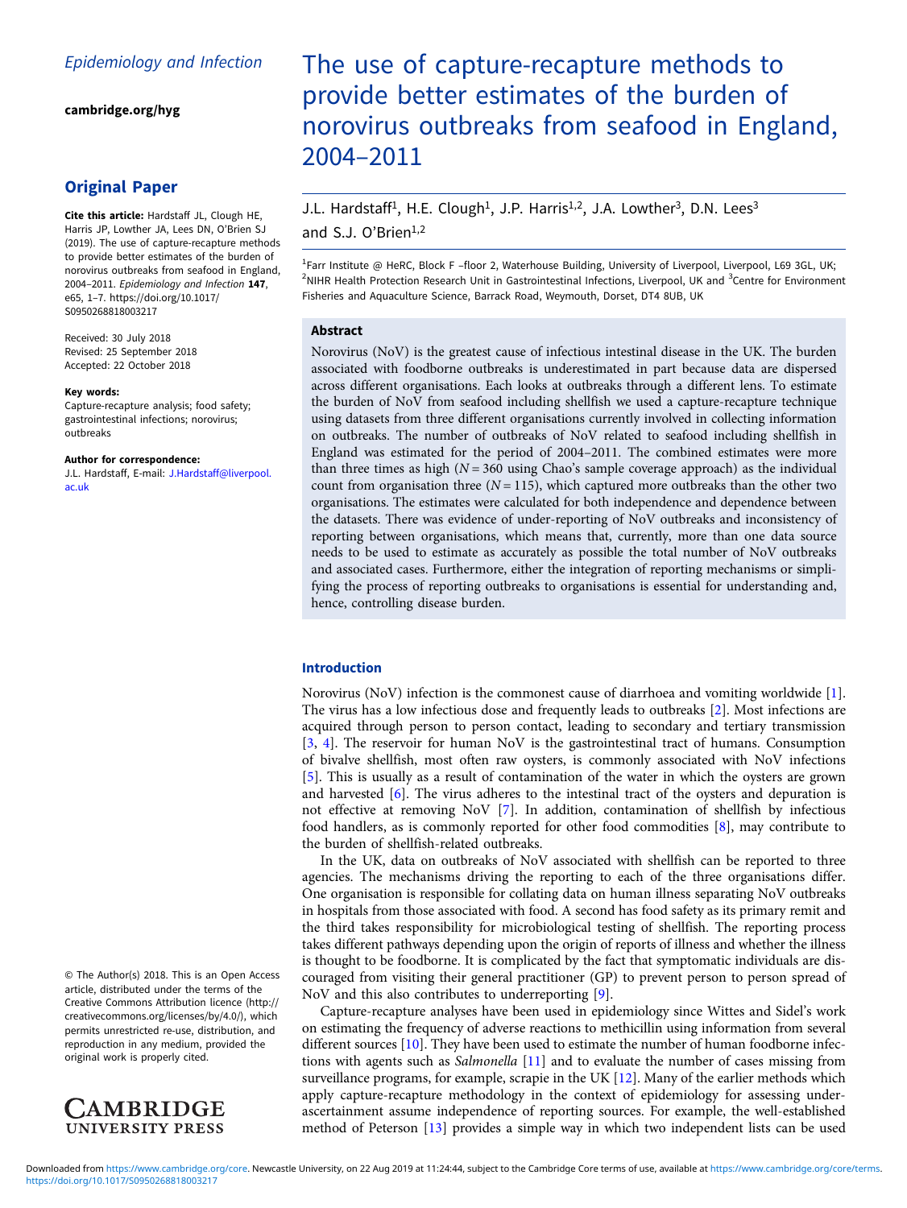Epidemiology and Infection

cambridge.org/hyg

## Original Paper

**Cite this article:** Hardstaff JL, Clough HE, Harris JP, Lowther JA, Lees DN, O'Brien SJ (2019). The use of capture-recapture methods to provide better estimates of the burden of norovirus outbreaks from seafood in England, 2004–2011. *Epidemiology and Infection* **147**, e65, 1–7. https://doi.org/10.1017/S0950268818003217

Received: 30 July 2018
Revised: 25 September 2018
Accepted: 22 October 2018

**Key words:**
Capture-recapture analysis; food safety; gastrointestinal infections; norovirus; outbreaks

**Author for correspondence:**
J.L. Hardstaff, E-mail: J.Hardstaff@liverpool.ac.uk

© The Author(s) 2018. This is an Open Access article, distributed under the terms of the Creative Commons Attribution licence (http://creativecommons.org/licenses/by/4.0/), which permits unrestricted re-use, distribution, and reproduction in any medium, provided the original work is properly cited.

# The use of capture-recapture methods to provide better estimates of the burden of norovirus outbreaks from seafood in England, 2004–2011

J.L. Hardstaff[1], H.E. Clough[1], J.P. Harris[1,2], J.A. Lowther[3], D.N. Lees[3] and S.J. O'Brien[1,2]

[1]Farr Institute @ HeRC, Block F –floor 2, Waterhouse Building, University of Liverpool, Liverpool, L69 3GL, UK; [2]NIHR Health Protection Research Unit in Gastrointestinal Infections, Liverpool, UK and [3]Centre for Environment Fisheries and Aquaculture Science, Barrack Road, Weymouth, Dorset, DT4 8UB, UK

### Abstract

Norovirus (NoV) is the greatest cause of infectious intestinal disease in the UK. The burden associated with foodborne outbreaks is underestimated in part because data are dispersed across different organisations. Each looks at outbreaks through a different lens. To estimate the burden of NoV from seafood including shellfish we used a capture-recapture technique using datasets from three different organisations currently involved in collecting information on outbreaks. The number of outbreaks of NoV related to seafood including shellfish in England was estimated for the period of 2004–2011. The combined estimates were more than three times as high ($N = 360$ using Chao's sample coverage approach) as the individual count from organisation three ($N = 115$), which captured more outbreaks than the other two organisations. The estimates were calculated for both independence and dependence between the datasets. There was evidence of under-reporting of NoV outbreaks and inconsistency of reporting between organisations, which means that, currently, more than one data source needs to be used to estimate as accurately as possible the total number of NoV outbreaks and associated cases. Furthermore, either the integration of reporting mechanisms or simplifying the process of reporting outbreaks to organisations is essential for understanding and, hence, controlling disease burden.

## Introduction

Norovirus (NoV) infection is the commonest cause of diarrhoea and vomiting worldwide [1]. The virus has a low infectious dose and frequently leads to outbreaks [2]. Most infections are acquired through person to person contact, leading to secondary and tertiary transmission [3, 4]. The reservoir for human NoV is the gastrointestinal tract of humans. Consumption of bivalve shellfish, most often raw oysters, is commonly associated with NoV infections [5]. This is usually as a result of contamination of the water in which the oysters are grown and harvested [6]. The virus adheres to the intestinal tract of the oysters and depuration is not effective at removing NoV [7]. In addition, contamination of shellfish by infectious food handlers, as is commonly reported for other food commodities [8], may contribute to the burden of shellfish-related outbreaks.

In the UK, data on outbreaks of NoV associated with shellfish can be reported to three agencies. The mechanisms driving the reporting to each of the three organisations differ. One organisation is responsible for collating data on human illness separating NoV outbreaks in hospitals from those associated with food. A second has food safety as its primary remit and the third takes responsibility for microbiological testing of shellfish. The reporting process takes different pathways depending upon the origin of reports of illness and whether the illness is thought to be foodborne. It is complicated by the fact that symptomatic individuals are discouraged from visiting their general practitioner (GP) to prevent person to person spread of NoV and this also contributes to underreporting [9].

Capture-recapture analyses have been used in epidemiology since Wittes and Sidel's work on estimating the frequency of adverse reactions to methicillin using information from several different sources [10]. They have been used to estimate the number of human foodborne infections with agents such as *Salmonella* [11] and to evaluate the number of cases missing from surveillance programs, for example, scrapie in the UK [12]. Many of the earlier methods which apply capture-recapture methodology in the context of epidemiology for assessing under-ascertainment assume independence of reporting sources. For example, the well-established method of Peterson [13] provides a simple way in which two independent lists can be used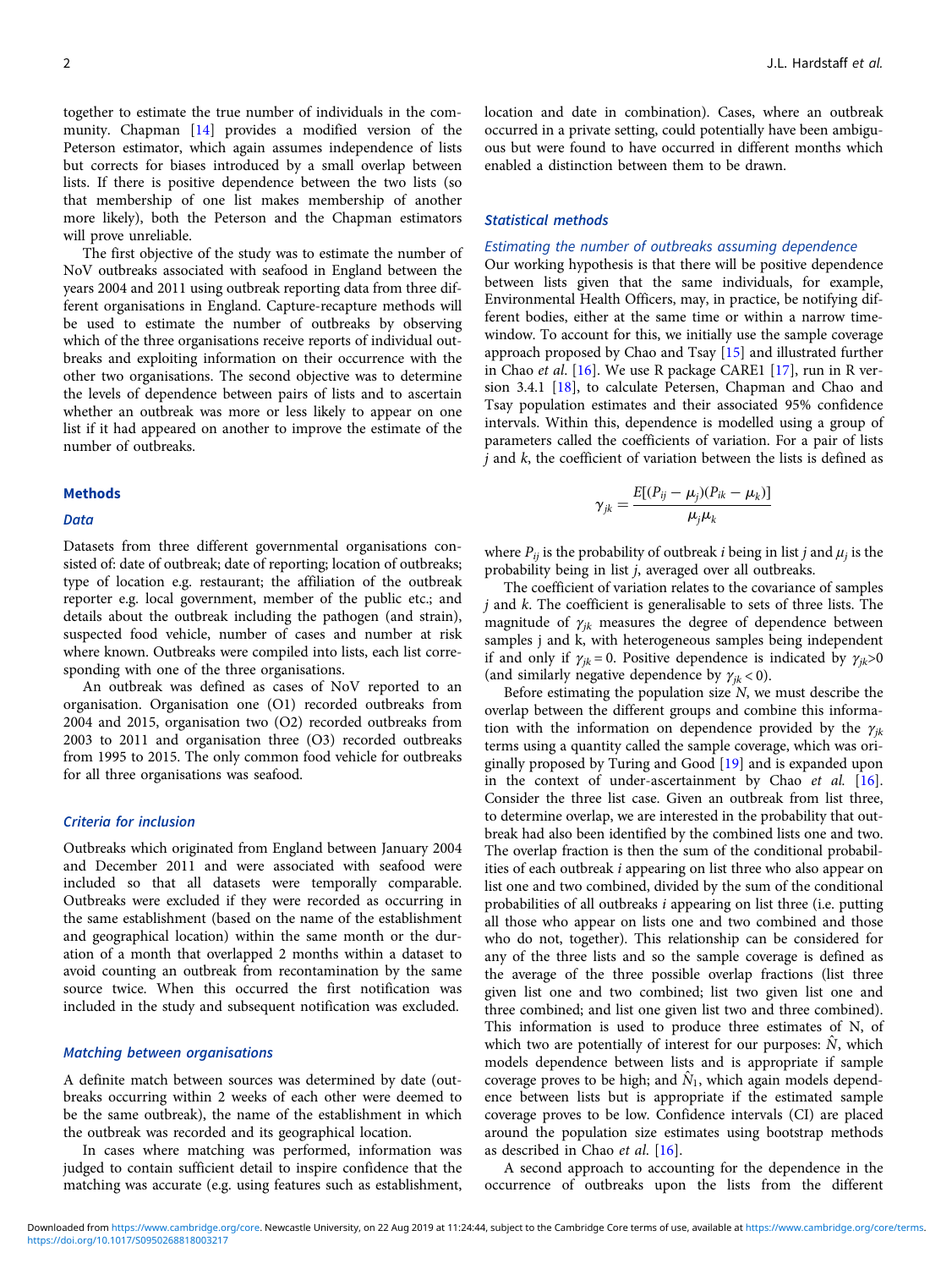together to estimate the true number of individuals in the community. Chapman [14] provides a modified version of the Peterson estimator, which again assumes independence of lists but corrects for biases introduced by a small overlap between lists. If there is positive dependence between the two lists (so that membership of one list makes membership of another more likely), both the Peterson and the Chapman estimators will prove unreliable.

The first objective of the study was to estimate the number of NoV outbreaks associated with seafood in England between the years 2004 and 2011 using outbreak reporting data from three different organisations in England. Capture-recapture methods will be used to estimate the number of outbreaks by observing which of the three organisations receive reports of individual outbreaks and exploiting information on their occurrence with the other two organisations. The second objective was to determine the levels of dependence between pairs of lists and to ascertain whether an outbreak was more or less likely to appear on one list if it had appeared on another to improve the estimate of the number of outbreaks.

## Methods

### Data

Datasets from three different governmental organisations consisted of: date of outbreak; date of reporting; location of outbreaks; type of location e.g. restaurant; the affiliation of the outbreak reporter e.g. local government, member of the public etc.; and details about the outbreak including the pathogen (and strain), suspected food vehicle, number of cases and number at risk where known. Outbreaks were compiled into lists, each list corresponding with one of the three organisations.

An outbreak was defined as cases of NoV reported to an organisation. Organisation one (O1) recorded outbreaks from 2004 and 2015, organisation two (O2) recorded outbreaks from 2003 to 2011 and organisation three (O3) recorded outbreaks from 1995 to 2015. The only common food vehicle for outbreaks for all three organisations was seafood.

### Criteria for inclusion

Outbreaks which originated from England between January 2004 and December 2011 and were associated with seafood were included so that all datasets were temporally comparable. Outbreaks were excluded if they were recorded as occurring in the same establishment (based on the name of the establishment and geographical location) within the same month or the duration of a month that overlapped 2 months within a dataset to avoid counting an outbreak from recontamination by the same source twice. When this occurred the first notification was included in the study and subsequent notification was excluded.

### Matching between organisations

A definite match between sources was determined by date (outbreaks occurring within 2 weeks of each other were deemed to be the same outbreak), the name of the establishment in which the outbreak was recorded and its geographical location.

In cases where matching was performed, information was judged to contain sufficient detail to inspire confidence that the matching was accurate (e.g. using features such as establishment, location and date in combination). Cases, where an outbreak occurred in a private setting, could potentially have been ambiguous but were found to have occurred in different months which enabled a distinction between them to be drawn.

### Statistical methods

#### Estimating the number of outbreaks assuming dependence

Our working hypothesis is that there will be positive dependence between lists given that the same individuals, for example, Environmental Health Officers, may, in practice, be notifying different bodies, either at the same time or within a narrow time-window. To account for this, we initially use the sample coverage approach proposed by Chao and Tsay [15] and illustrated further in Chao *et al.* [16]. We use R package CARE1 [17], run in R version 3.4.1 [18], to calculate Petersen, Chapman and Chao and Tsay population estimates and their associated 95% confidence intervals. Within this, dependence is modelled using a group of parameters called the coefficients of variation. For a pair of lists $j$ and $k$, the coefficient of variation between the lists is defined as

$$\gamma_{jk} = \frac{E[(P_{ij} - \mu_j)(P_{ik} - \mu_k)]}{\mu_j \mu_k}$$

where $P_{ij}$ is the probability of outbreak $i$ being in list $j$ and $\mu_j$ is the probability being in list $j$, averaged over all outbreaks.

The coefficient of variation relates to the covariance of samples $j$ and $k$. The coefficient is generalisable to sets of three lists. The magnitude of $\gamma_{jk}$ measures the degree of dependence between samples j and k, with heterogeneous samples being independent if and only if $\gamma_{jk} = 0$. Positive dependence is indicated by $\gamma_{jk}>0$ (and similarly negative dependence by $\gamma_{jk} < 0$).

Before estimating the population size $N$, we must describe the overlap between the different groups and combine this information with the information on dependence provided by the $\gamma_{jk}$ terms using a quantity called the sample coverage, which was originally proposed by Turing and Good [19] and is expanded upon in the context of under-ascertainment by Chao *et al.* [16]. Consider the three list case. Given an outbreak from list three, to determine overlap, we are interested in the probability that outbreak had also been identified by the combined lists one and two. The overlap fraction is then the sum of the conditional probabilities of each outbreak $i$ appearing on list three who also appear on list one and two combined, divided by the sum of the conditional probabilities of all outbreaks $i$ appearing on list three (i.e. putting all those who appear on lists one and two combined and those who do not, together). This relationship can be considered for any of the three lists and so the sample coverage is defined as the average of the three possible overlap fractions (list three given list one and two combined; list two given list one and three combined; and list one given list two and three combined). This information is used to produce three estimates of N, of which two are potentially of interest for our purposes: $\hat{N}$, which models dependence between lists and is appropriate if sample coverage proves to be high; and $\hat{N}_1$, which again models dependence between lists but is appropriate if the estimated sample coverage proves to be low. Confidence intervals (CI) are placed around the population size estimates using bootstrap methods as described in Chao *et al.* [16].

A second approach to accounting for the dependence in the occurrence of outbreaks upon the lists from the different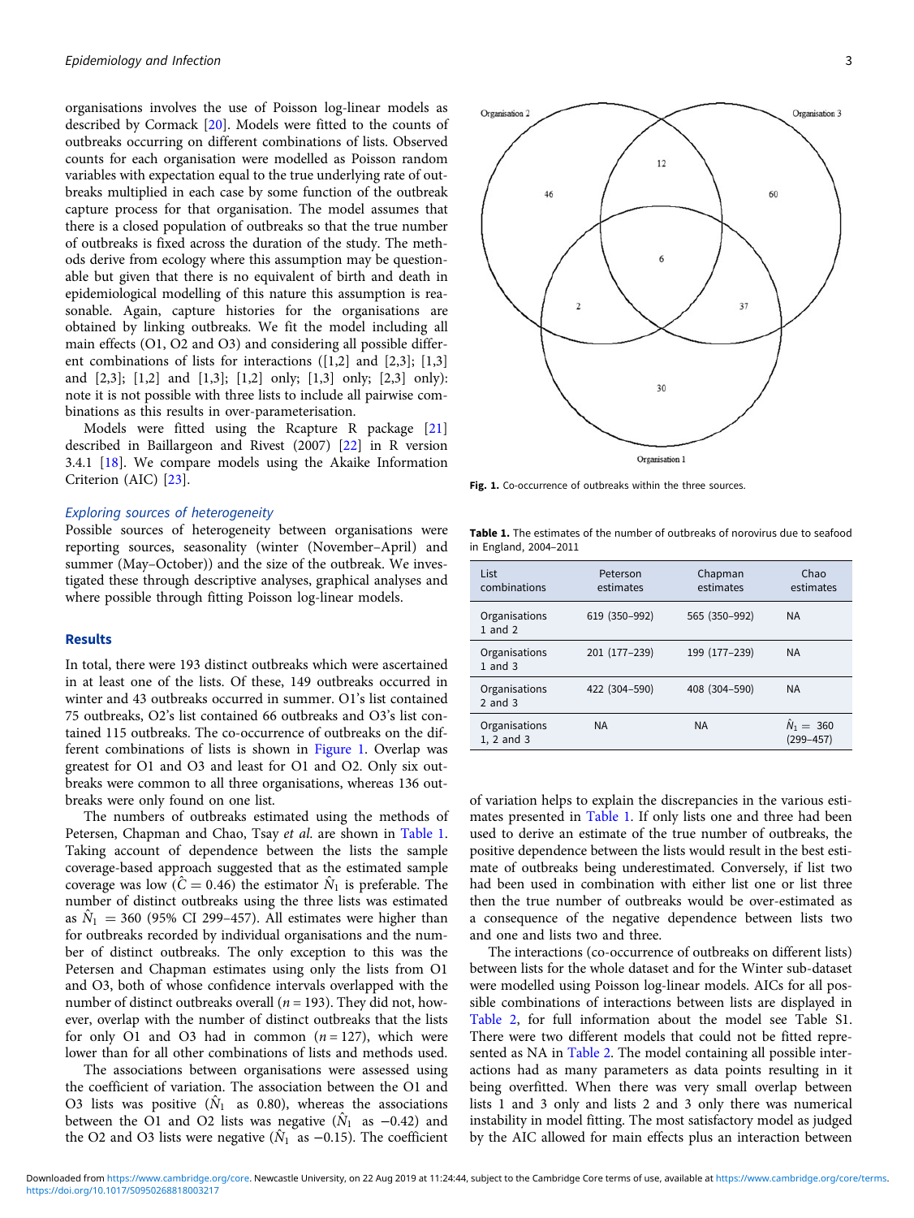organisations involves the use of Poisson log-linear models as described by Cormack [20]. Models were fitted to the counts of outbreaks occurring on different combinations of lists. Observed counts for each organisation were modelled as Poisson random variables with expectation equal to the true underlying rate of outbreaks multiplied in each case by some function of the outbreak capture process for that organisation. The model assumes that there is a closed population of outbreaks so that the true number of outbreaks is fixed across the duration of the study. The methods derive from ecology where this assumption may be questionable but given that there is no equivalent of birth and death in epidemiological modelling of this nature this assumption is reasonable. Again, capture histories for the organisations are obtained by linking outbreaks. We fit the model including all main effects (O1, O2 and O3) and considering all possible different combinations of lists for interactions ([1,2] and [2,3]; [1,3] and [2,3]; [1,2] and [1,3]; [1,2] only; [1,3] only; [2,3] only): note it is not possible with three lists to include all pairwise combinations as this results in over-parameterisation.

Models were fitted using the Rcapture R package [21] described in Baillargeon and Rivest (2007) [22] in R version 3.4.1 [18]. We compare models using the Akaike Information Criterion (AIC) [23].

### Exploring sources of heterogeneity

Possible sources of heterogeneity between organisations were reporting sources, seasonality (winter (November–April) and summer (May–October)) and the size of the outbreak. We investigated these through descriptive analyses, graphical analyses and where possible through fitting Poisson log-linear models.

## Results

In total, there were 193 distinct outbreaks which were ascertained in at least one of the lists. Of these, 149 outbreaks occurred in winter and 43 outbreaks occurred in summer. O1's list contained 75 outbreaks, O2's list contained 66 outbreaks and O3's list contained 115 outbreaks. The co-occurrence of outbreaks on the different combinations of lists is shown in Figure 1. Overlap was greatest for O1 and O3 and least for O1 and O2. Only six outbreaks were common to all three organisations, whereas 136 outbreaks were only found on one list.

The numbers of outbreaks estimated using the methods of Petersen, Chapman and Chao, Tsay *et al.* are shown in Table 1. Taking account of dependence between the lists the sample coverage-based approach suggested that as the estimated sample coverage was low ($\hat{C} = 0.46$) the estimator $\hat{N}_1$ is preferable. The number of distinct outbreaks using the three lists was estimated as $\hat{N}_1 = 360$ (95% CI 299–457). All estimates were higher than for outbreaks recorded by individual organisations and the number of distinct outbreaks. The only exception to this was the Petersen and Chapman estimates using only the lists from O1 and O3, both of whose confidence intervals overlapped with the number of distinct outbreaks overall ($n = 193$). They did not, however, overlap with the number of distinct outbreaks that the lists for only O1 and O3 had in common ($n = 127$), which were lower than for all other combinations of lists and methods used.

The associations between organisations were assessed using the coefficient of variation. The association between the O1 and O3 lists was positive ($\hat{N}_1$ as 0.80), whereas the associations between the O1 and O2 lists was negative ($\hat{N}_1$ as −0.42) and the O2 and O3 lists were negative ($\hat{N}_1$ as −0.15). The coefficient of variation helps to explain the discrepancies in the various estimates presented in Table 1. If only lists one and three had been used to derive an estimate of the true number of outbreaks, the positive dependence between the lists would result in the best estimate of outbreaks being underestimated. Conversely, if list two had been used in combination with either list one or list three then the true number of outbreaks would be over-estimated as a consequence of the negative dependence between lists two and one and lists two and three.

The interactions (co-occurrence of outbreaks on different lists) between lists for the whole dataset and for the Winter sub-dataset were modelled using Poisson log-linear models. AICs for all possible combinations of interactions between lists are displayed in Table 2, for full information about the model see Table S1. There were two different models that could not be fitted represented as NA in Table 2. The model containing all possible interactions had as many parameters as data points resulting in it being overfitted. When there was very small overlap between lists 1 and 3 only and lists 2 and 3 only there was numerical instability in model fitting. The most satisfactory model as judged by the AIC allowed for main effects plus an interaction between

Fig. 1. Co-occurrence of outbreaks within the three sources.

Table 1. The estimates of the number of outbreaks of norovirus due to seafood in England, 2004–2011

| List combinations | Peterson estimates | Chapman estimates | Chao estimates |
|---|---|---|---|
| Organisations 1 and 2 | 619 (350–992) | 565 (350–992) | NA |
| Organisations 1 and 3 | 201 (177–239) | 199 (177–239) | NA |
| Organisations 2 and 3 | 422 (304–590) | 408 (304–590) | NA |
| Organisations 1, 2 and 3 | NA | NA | $\hat{N}_1 = 360$ (299–457) |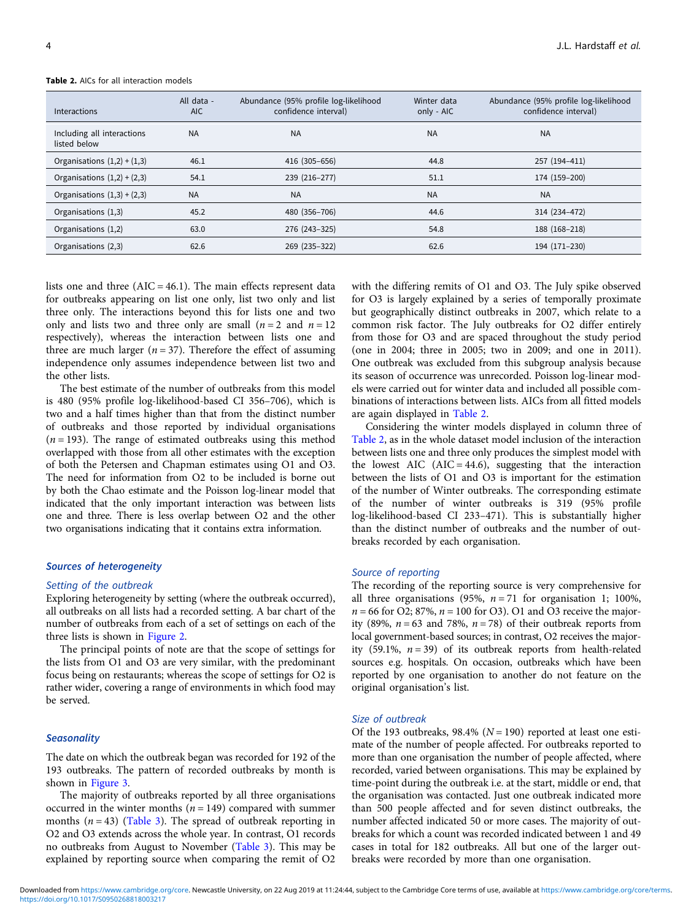**Table 2.** AICs for all interaction models

| Interactions | All data - AIC | Abundance (95% profile log-likelihood confidence interval) | Winter data only - AIC | Abundance (95% profile log-likelihood confidence interval) |
|---|---|---|---|---|
| Including all interactions listed below | NA | NA | NA | NA |
| Organisations (1,2) + (1,3) | 46.1 | 416 (305–656) | 44.8 | 257 (194–411) |
| Organisations (1,2) + (2,3) | 54.1 | 239 (216–277) | 51.1 | 174 (159–200) |
| Organisations (1,3) + (2,3) | NA | NA | NA | NA |
| Organisations (1,3) | 45.2 | 480 (356–706) | 44.6 | 314 (234–472) |
| Organisations (1,2) | 63.0 | 276 (243–325) | 54.8 | 188 (168–218) |
| Organisations (2,3) | 62.6 | 269 (235–322) | 62.6 | 194 (171–230) |

lists one and three (AIC = 46.1). The main effects represent data for outbreaks appearing on list one only, list two only and list three only. The interactions beyond this for lists one and two only and lists two and three only are small ($n = 2$ and $n = 12$ respectively), whereas the interaction between lists one and three are much larger ($n = 37$). Therefore the effect of assuming independence only assumes independence between list two and the other lists.

The best estimate of the number of outbreaks from this model is 480 (95% profile log-likelihood-based CI 356–706), which is two and a half times higher than that from the distinct number of outbreaks and those reported by individual organisations ($n = 193$). The range of estimated outbreaks using this method overlapped with those from all other estimates with the exception of both the Petersen and Chapman estimates using O1 and O3. The need for information from O2 to be included is borne out by both the Chao estimate and the Poisson log-linear model that indicated that the only important interaction was between lists one and three. There is less overlap between O2 and the other two organisations indicating that it contains extra information.

### Sources of heterogeneity

#### Setting of the outbreak

Exploring heterogeneity by setting (where the outbreak occurred), all outbreaks on all lists had a recorded setting. A bar chart of the number of outbreaks from each of a set of settings on each of the three lists is shown in Figure 2.

The principal points of note are that the scope of settings for the lists from O1 and O3 are very similar, with the predominant focus being on restaurants; whereas the scope of settings for O2 is rather wider, covering a range of environments in which food may be served.

### Seasonality

The date on which the outbreak began was recorded for 192 of the 193 outbreaks. The pattern of recorded outbreaks by month is shown in Figure 3.

The majority of outbreaks reported by all three organisations occurred in the winter months ($n = 149$) compared with summer months ($n = 43$) (Table 3). The spread of outbreak reporting in O2 and O3 extends across the whole year. In contrast, O1 records no outbreaks from August to November (Table 3). This may be explained by reporting source when comparing the remit of O2 with the differing remits of O1 and O3. The July spike observed for O3 is largely explained by a series of temporally proximate but geographically distinct outbreaks in 2007, which relate to a common risk factor. The July outbreaks for O2 differ entirely from those for O3 and are spaced throughout the study period (one in 2004; three in 2005; two in 2009; and one in 2011). One outbreak was excluded from this subgroup analysis because its season of occurrence was unrecorded. Poisson log-linear models were carried out for winter data and included all possible combinations of interactions between lists. AICs from all fitted models are again displayed in Table 2.

Considering the winter models displayed in column three of Table 2, as in the whole dataset model inclusion of the interaction between lists one and three only produces the simplest model with the lowest AIC (AIC = 44.6), suggesting that the interaction between the lists of O1 and O3 is important for the estimation of the number of Winter outbreaks. The corresponding estimate of the number of winter outbreaks is 319 (95% profile log-likelihood-based CI 233–471). This is substantially higher than the distinct number of outbreaks and the number of outbreaks recorded by each organisation.

#### Source of reporting

The recording of the reporting source is very comprehensive for all three organisations (95%, $n = 71$ for organisation 1; 100%, $n = 66$ for O2; 87%, $n = 100$ for O3). O1 and O3 receive the majority (89%, $n = 63$ and 78%, $n = 78$) of their outbreak reports from local government-based sources; in contrast, O2 receives the majority (59.1%, $n = 39$) of its outbreak reports from health-related sources e.g. hospitals. On occasion, outbreaks which have been reported by one organisation to another do not feature on the original organisation's list.

#### Size of outbreak

Of the 193 outbreaks, 98.4% ($N = 190$) reported at least one estimate of the number of people affected. For outbreaks reported to more than one organisation the number of people affected, where recorded, varied between organisations. This may be explained by time-point during the outbreak i.e. at the start, middle or end, that the organisation was contacted. Just one outbreak indicated more than 500 people affected and for seven distinct outbreaks, the number affected indicated 50 or more cases. The majority of outbreaks for which a count was recorded indicated between 1 and 49 cases in total for 182 outbreaks. All but one of the larger outbreaks were recorded by more than one organisation.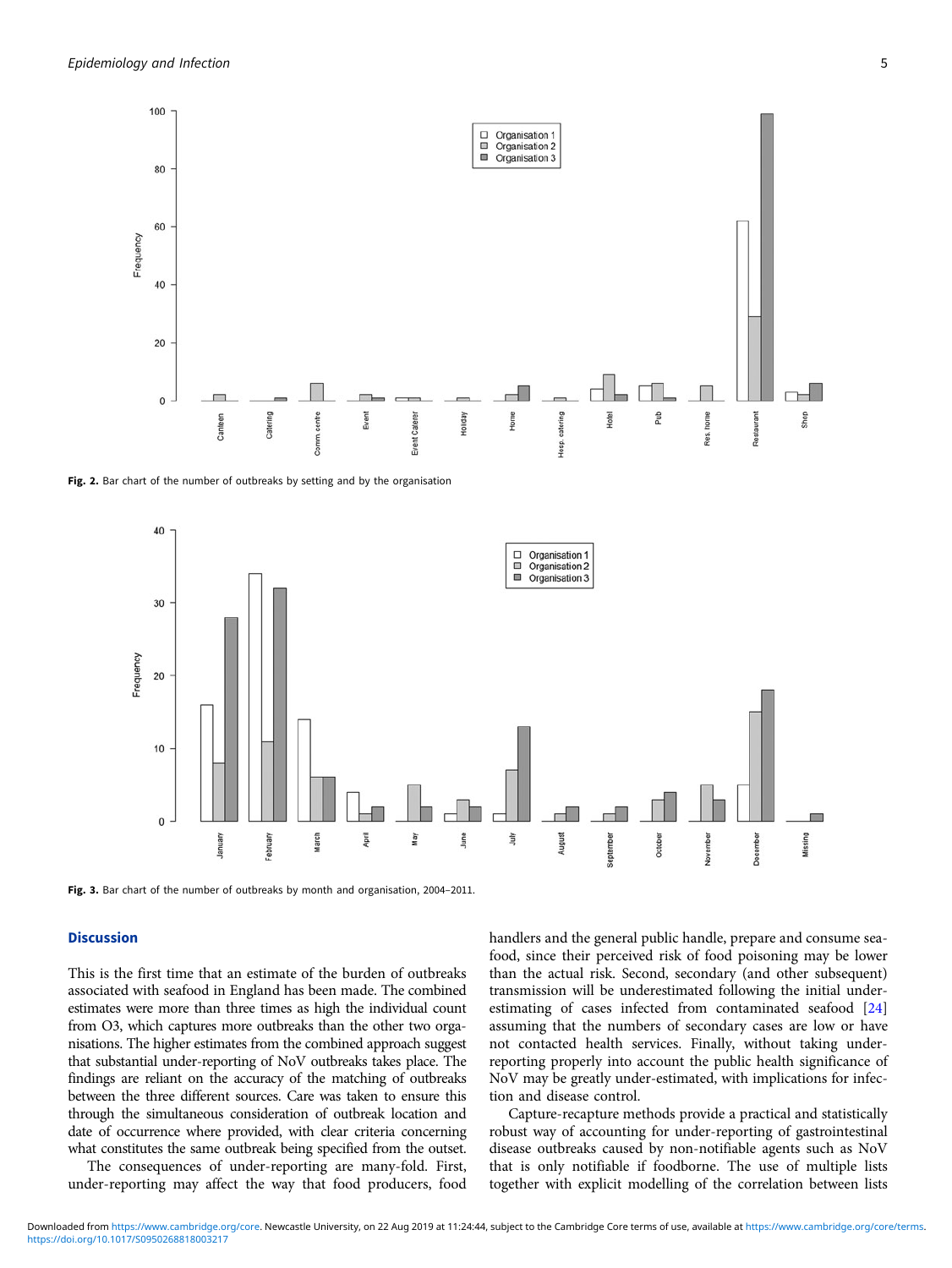Fig. 2. Bar chart of the number of outbreaks by setting and by the organisation

Fig. 3. Bar chart of the number of outbreaks by month and organisation, 2004–2011.

## Discussion

This is the first time that an estimate of the burden of outbreaks associated with seafood in England has been made. The combined estimates were more than three times as high the individual count from O3, which captures more outbreaks than the other two organisations. The higher estimates from the combined approach suggest that substantial under-reporting of NoV outbreaks takes place. The findings are reliant on the accuracy of the matching of outbreaks between the three different sources. Care was taken to ensure this through the simultaneous consideration of outbreak location and date of occurrence where provided, with clear criteria concerning what constitutes the same outbreak being specified from the outset.

The consequences of under-reporting are many-fold. First, under-reporting may affect the way that food producers, food handlers and the general public handle, prepare and consume seafood, since their perceived risk of food poisoning may be lower than the actual risk. Second, secondary (and other subsequent) transmission will be underestimated following the initial under-estimating of cases infected from contaminated seafood [24] assuming that the numbers of secondary cases are low or have not contacted health services. Finally, without taking under-reporting properly into account the public health significance of NoV may be greatly under-estimated, with implications for infection and disease control.

Capture-recapture methods provide a practical and statistically robust way of accounting for under-reporting of gastrointestinal disease outbreaks caused by non-notifiable agents such as NoV that is only notifiable if foodborne. The use of multiple lists together with explicit modelling of the correlation between lists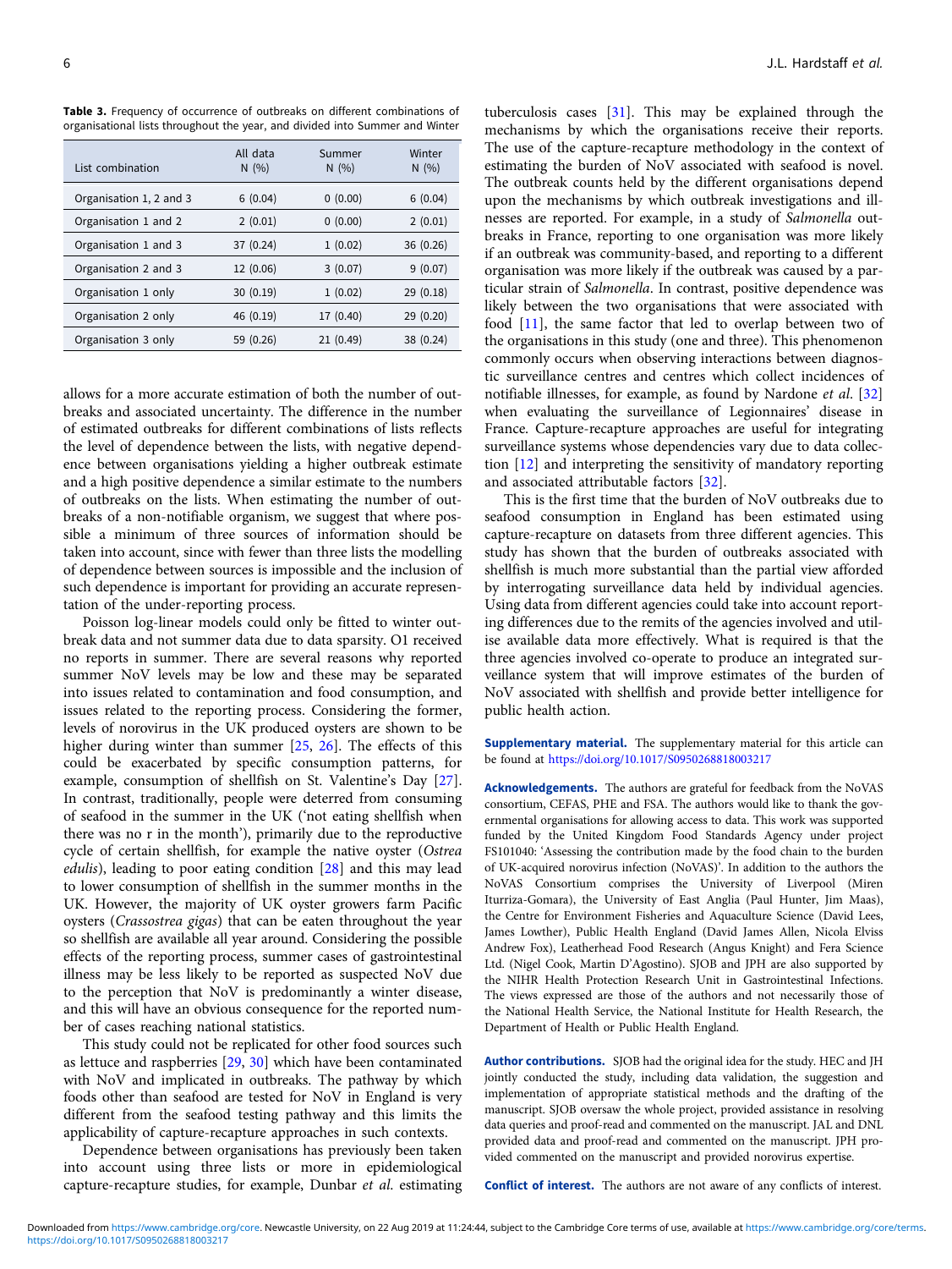**Table 3.** Frequency of occurrence of outbreaks on different combinations of organisational lists throughout the year, and divided into Summer and Winter

| List combination | All data N (%) | Summer N (%) | Winter N (%) |
|---|---|---|---|
| Organisation 1, 2 and 3 | 6 (0.04) | 0 (0.00) | 6 (0.04) |
| Organisation 1 and 2 | 2 (0.01) | 0 (0.00) | 2 (0.01) |
| Organisation 1 and 3 | 37 (0.24) | 1 (0.02) | 36 (0.26) |
| Organisation 2 and 3 | 12 (0.06) | 3 (0.07) | 9 (0.07) |
| Organisation 1 only | 30 (0.19) | 1 (0.02) | 29 (0.18) |
| Organisation 2 only | 46 (0.19) | 17 (0.40) | 29 (0.20) |
| Organisation 3 only | 59 (0.26) | 21 (0.49) | 38 (0.24) |

allows for a more accurate estimation of both the number of outbreaks and associated uncertainty. The difference in the number of estimated outbreaks for different combinations of lists reflects the level of dependence between the lists, with negative dependence between organisations yielding a higher outbreak estimate and a high positive dependence a similar estimate to the numbers of outbreaks on the lists. When estimating the number of outbreaks of a non-notifiable organism, we suggest that where possible a minimum of three sources of information should be taken into account, since with fewer than three lists the modelling of dependence between sources is impossible and the inclusion of such dependence is important for providing an accurate representation of the under-reporting process.

Poisson log-linear models could only be fitted to winter outbreak data and not summer data due to data sparsity. O1 received no reports in summer. There are several reasons why reported summer NoV levels may be low and these may be separated into issues related to contamination and food consumption, and issues related to the reporting process. Considering the former, levels of norovirus in the UK produced oysters are shown to be higher during winter than summer [25, 26]. The effects of this could be exacerbated by specific consumption patterns, for example, consumption of shellfish on St. Valentine's Day [27]. In contrast, traditionally, people were deterred from consuming of seafood in the summer in the UK ('not eating shellfish when there was no r in the month'), primarily due to the reproductive cycle of certain shellfish, for example the native oyster (*Ostrea edulis*), leading to poor eating condition [28] and this may lead to lower consumption of shellfish in the summer months in the UK. However, the majority of UK oyster growers farm Pacific oysters (*Crassostrea gigas*) that can be eaten throughout the year so shellfish are available all year around. Considering the possible effects of the reporting process, summer cases of gastrointestinal illness may be less likely to be reported as suspected NoV due to the perception that NoV is predominantly a winter disease, and this will have an obvious consequence for the reported number of cases reaching national statistics.

This study could not be replicated for other food sources such as lettuce and raspberries [29, 30] which have been contaminated with NoV and implicated in outbreaks. The pathway by which foods other than seafood are tested for NoV in England is very different from the seafood testing pathway and this limits the applicability of capture-recapture approaches in such contexts.

Dependence between organisations has previously been taken into account using three lists or more in epidemiological capture-recapture studies, for example, Dunbar *et al*. estimating tuberculosis cases [31]. This may be explained through the mechanisms by which the organisations receive their reports. The use of the capture-recapture methodology in the context of estimating the burden of NoV associated with seafood is novel. The outbreak counts held by the different organisations depend upon the mechanisms by which outbreak investigations and illnesses are reported. For example, in a study of *Salmonella* outbreaks in France, reporting to one organisation was more likely if an outbreak was community-based, and reporting to a different organisation was more likely if the outbreak was caused by a particular strain of *Salmonella*. In contrast, positive dependence was likely between the two organisations that were associated with food [11], the same factor that led to overlap between two of the organisations in this study (one and three). This phenomenon commonly occurs when observing interactions between diagnostic surveillance centres and centres which collect incidences of notifiable illnesses, for example, as found by Nardone *et al*. [32] when evaluating the surveillance of Legionnaires' disease in France. Capture-recapture approaches are useful for integrating surveillance systems whose dependencies vary due to data collection [12] and interpreting the sensitivity of mandatory reporting and associated attributable factors [32].

This is the first time that the burden of NoV outbreaks due to seafood consumption in England has been estimated using capture-recapture on datasets from three different agencies. This study has shown that the burden of outbreaks associated with shellfish is much more substantial than the partial view afforded by interrogating surveillance data held by individual agencies. Using data from different agencies could take into account reporting differences due to the remits of the agencies involved and utilise available data more effectively. What is required is that the three agencies involved co-operate to produce an integrated surveillance system that will improve estimates of the burden of NoV associated with shellfish and provide better intelligence for public health action.

**Supplementary material.** The supplementary material for this article can be found at https://doi.org/10.1017/S0950268818003217

**Acknowledgements.** The authors are grateful for feedback from the NoVAS consortium, CEFAS, PHE and FSA. The authors would like to thank the governmental organisations for allowing access to data. This work was supported funded by the United Kingdom Food Standards Agency under project FS101040: 'Assessing the contribution made by the food chain to the burden of UK-acquired norovirus infection (NoVAS)'. In addition to the authors the NoVAS Consortium comprises the University of Liverpool (Miren Iturriza-Gomara), the University of East Anglia (Paul Hunter, Jim Maas), the Centre for Environment Fisheries and Aquaculture Science (David Lees, James Lowther), Public Health England (David James Allen, Nicola Elviss Andrew Fox), Leatherhead Food Research (Angus Knight) and Fera Science Ltd. (Nigel Cook, Martin D'Agostino). SJOB and JPH are also supported by the NIHR Health Protection Research Unit in Gastrointestinal Infections. The views expressed are those of the authors and not necessarily those of the National Health Service, the National Institute for Health Research, the Department of Health or Public Health England.

**Author contributions.** SJOB had the original idea for the study. HEC and JH jointly conducted the study, including data validation, the suggestion and implementation of appropriate statistical methods and the drafting of the manuscript. SJOB oversaw the whole project, provided assistance in resolving data queries and proof-read and commented on the manuscript. JAL and DNL provided data and proof-read and commented on the manuscript. JPH provided commented on the manuscript and provided norovirus expertise.

**Conflict of interest.** The authors are not aware of any conflicts of interest.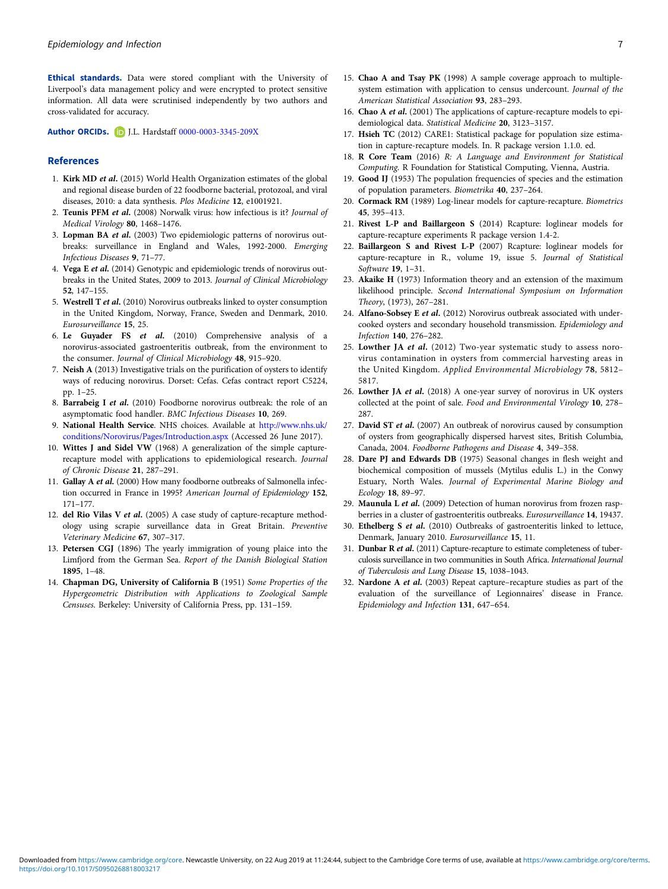**Ethical standards.** Data were stored compliant with the University of Liverpool's data management policy and were encrypted to protect sensitive information. All data were scrutinised independently by two authors and cross-validated for accuracy.

**Author ORCIDs.** J.L. Hardstaff 0000-0003-3345-209X

## References

1. **Kirk MD *et al.*** (2015) World Health Organization estimates of the global and regional disease burden of 22 foodborne bacterial, protozoal, and viral diseases, 2010: a data synthesis. *Plos Medicine* **12**, e1001921.
2. **Teunis PFM *et al.*** (2008) Norwalk virus: how infectious is it? *Journal of Medical Virology* **80**, 1468–1476.
3. **Lopman BA *et al.*** (2003) Two epidemiologic patterns of norovirus outbreaks: surveillance in England and Wales, 1992-2000. *Emerging Infectious Diseases* **9**, 71–77.
4. **Vega E *et al.*** (2014) Genotypic and epidemiologic trends of norovirus outbreaks in the United States, 2009 to 2013. *Journal of Clinical Microbiology* **52**, 147–155.
5. **Westrell T *et al.*** (2010) Norovirus outbreaks linked to oyster consumption in the United Kingdom, Norway, France, Sweden and Denmark, 2010. *Eurosurveillance* **15**, 25.
6. **Le Guyader FS *et al.*** (2010) Comprehensive analysis of a norovirus-associated gastroenteritis outbreak, from the environment to the consumer. *Journal of Clinical Microbiology* **48**, 915–920.
7. **Neish A** (2013) Investigative trials on the purification of oysters to identify ways of reducing norovirus. Dorset: Cefas. Cefas contract report C5224, pp. 1–25.
8. **Barrabeig I *et al.*** (2010) Foodborne norovirus outbreak: the role of an asymptomatic food handler. *BMC Infectious Diseases* **10**, 269.
9. **National Health Service**. NHS choices. Available at http://www.nhs.uk/conditions/Norovirus/Pages/Introduction.aspx (Accessed 26 June 2017).
10. **Wittes J and Sidel VW** (1968) A generalization of the simple capture-recapture model with applications to epidemiological research. *Journal of Chronic Disease* **21**, 287–291.
11. **Gallay A *et al.*** (2000) How many foodborne outbreaks of Salmonella infection occurred in France in 1995? *American Journal of Epidemiology* **152**, 171–177.
12. **del Rio Vilas V *et al.*** (2005) A case study of capture-recapture methodology using scrapie surveillance data in Great Britain. *Preventive Veterinary Medicine* **67**, 307–317.
13. **Petersen CGJ** (1896) The yearly immigration of young plaice into the Limfjord from the German Sea. *Report of the Danish Biological Station* **1895**, 1–48.
14. **Chapman DG, University of California B** (1951) *Some Properties of the Hypergeometric Distribution with Applications to Zoological Sample Censuses*. Berkeley: University of California Press, pp. 131–159.
15. **Chao A and Tsay PK** (1998) A sample coverage approach to multiple-system estimation with application to census undercount. *Journal of the American Statistical Association* **93**, 283–293.
16. **Chao A *et al.*** (2001) The applications of capture-recapture models to epidemiological data. *Statistical Medicine* **20**, 3123–3157.
17. **Hsieh TC** (2012) CARE1: Statistical package for population size estimation in capture-recapture models. In. R package version 1.1.0. ed.
18. **R Core Team** (2016) *R: A Language and Environment for Statistical Computing*. R Foundation for Statistical Computing, Vienna, Austria.
19. **Good IJ** (1953) The population frequencies of species and the estimation of population parameters. *Biometrika* **40**, 237–264.
20. **Cormack RM** (1989) Log-linear models for capture-recapture. *Biometrics* **45**, 395–413.
21. **Rivest L-P and Baillargeon S** (2014) Rcapture: loglinear models for capture-recapture experiments R package version 1.4-2.
22. **Baillargeon S and Rivest L-P** (2007) Rcapture: loglinear models for capture-recapture in R., volume 19, issue 5. *Journal of Statistical Software* **19**, 1–31.
23. **Akaike H** (1973) Information theory and an extension of the maximum likelihood principle. *Second International Symposium on Information Theory*, (1973), 267–281.
24. **Alfano-Sobsey E *et al.*** (2012) Norovirus outbreak associated with undercooked oysters and secondary household transmission. *Epidemiology and Infection* **140**, 276–282.
25. **Lowther JA *et al.*** (2012) Two-year systematic study to assess norovirus contamination in oysters from commercial harvesting areas in the United Kingdom. *Applied Environmental Microbiology* **78**, 5812–5817.
26. **Lowther JA *et al.*** (2018) A one-year survey of norovirus in UK oysters collected at the point of sale. *Food and Environmental Virology* **10**, 278–287.
27. **David ST *et al.*** (2007) An outbreak of norovirus caused by consumption of oysters from geographically dispersed harvest sites, British Columbia, Canada, 2004. *Foodborne Pathogens and Disease* **4**, 349–358.
28. **Dare PJ and Edwards DB** (1975) Seasonal changes in flesh weight and biochemical composition of mussels (Mytilus edulis L.) in the Conwy Estuary, North Wales. *Journal of Experimental Marine Biology and Ecology* **18**, 89–97.
29. **Maunula L *et al.*** (2009) Detection of human norovirus from frozen raspberries in a cluster of gastroenteritis outbreaks. *Eurosurveillance* **14**, 19437.
30. **Ethelberg S *et al.*** (2010) Outbreaks of gastroenteritis linked to lettuce, Denmark, January 2010. *Eurosurveillance* **15**, 11.
31. **Dunbar R *et al.*** (2011) Capture-recapture to estimate completeness of tuberculosis surveillance in two communities in South Africa. *International Journal of Tuberculosis and Lung Disease* **15**, 1038–1043.
32. **Nardone A *et al.*** (2003) Repeat capture–recapture studies as part of the evaluation of the surveillance of Legionnaires' disease in France. *Epidemiology and Infection* **131**, 647–654.